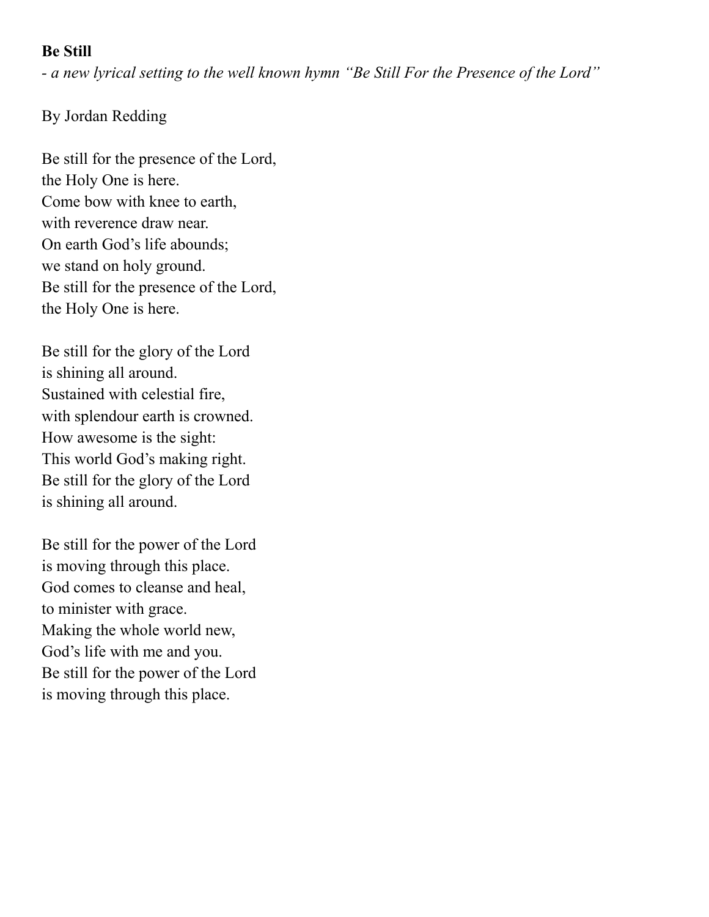**Be Still**

*- a new lyrical setting to the well known hymn "Be Still For the Presence of the Lord"*

By Jordan Redding

Be still for the presence of the Lord,  
the Holy One is here.  
Come bow with knee to earth,  
with reverence draw near.  
On earth God's life abounds;  
we stand on holy ground.  
Be still for the presence of the Lord,  
the Holy One is here.

Be still for the glory of the Lord  
is shining all around.  
Sustained with celestial fire,  
with splendour earth is crowned.  
How awesome is the sight:  
This world God's making right.  
Be still for the glory of the Lord  
is shining all around.

Be still for the power of the Lord  
is moving through this place.  
God comes to cleanse and heal,  
to minister with grace.  
Making the whole world new,  
God's life with me and you.  
Be still for the power of the Lord  
is moving through this place.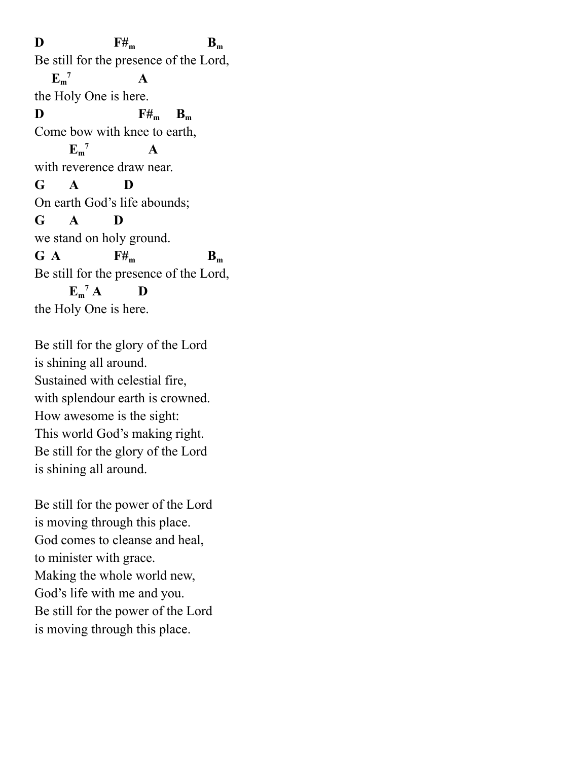```
D                  F#m                 Bm
Be still for the presence of the Lord,
    Em7                 A
the Holy One is here.
D                       F#m    Bm
Come bow with knee to earth,
        Em7                A
with reverence draw near.
G      A          D
On earth God's life abounds;
G      A        D
we stand on holy ground.
G  A              F#m                 Bm
Be still for the presence of the Lord,
        Em7 A         D
the Holy One is here.
```

Be still for the glory of the Lord
is shining all around.
Sustained with celestial fire,
with splendour earth is crowned.
How awesome is the sight:
This world God's making right.
Be still for the glory of the Lord
is shining all around.

Be still for the power of the Lord
is moving through this place.
God comes to cleanse and heal,
to minister with grace.
Making the whole world new,
God's life with me and you.
Be still for the power of the Lord
is moving through this place.